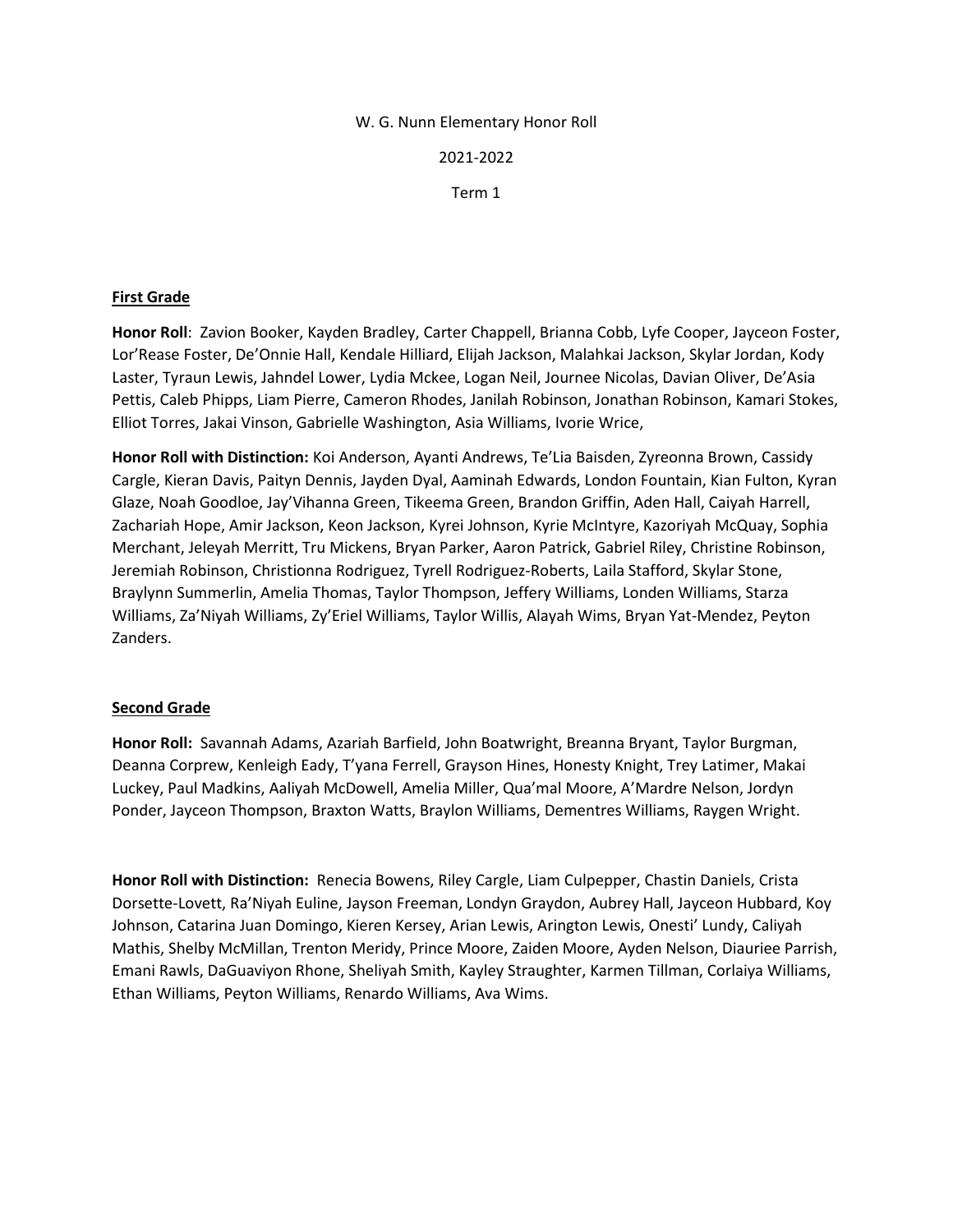W. G. Nunn Elementary Honor Roll

2021-2022

Term 1

## First Grade

**Honor Roll**: Zavion Booker, Kayden Bradley, Carter Chappell, Brianna Cobb, Lyfe Cooper, Jayceon Foster, Lor'Rease Foster, De'Onnie Hall, Kendale Hilliard, Elijah Jackson, Malahkai Jackson, Skylar Jordan, Kody Laster, Tyraun Lewis, Jahndel Lower, Lydia Mckee, Logan Neil, Journee Nicolas, Davian Oliver, De'Asia Pettis, Caleb Phipps, Liam Pierre, Cameron Rhodes, Janilah Robinson, Jonathan Robinson, Kamari Stokes, Elliot Torres, Jakai Vinson, Gabrielle Washington, Asia Williams, Ivorie Wrice,

**Honor Roll with Distinction:** Koi Anderson, Ayanti Andrews, Te'Lia Baisden, Zyreonna Brown, Cassidy Cargle, Kieran Davis, Paityn Dennis, Jayden Dyal, Aaminah Edwards, London Fountain, Kian Fulton, Kyran Glaze, Noah Goodloe, Jay'Vihanna Green, Tikeema Green, Brandon Griffin, Aden Hall, Caiyah Harrell, Zachariah Hope, Amir Jackson, Keon Jackson, Kyrei Johnson, Kyrie McIntyre, Kazoriyah McQuay, Sophia Merchant, Jeleyah Merritt, Tru Mickens, Bryan Parker, Aaron Patrick, Gabriel Riley, Christine Robinson, Jeremiah Robinson, Christionna Rodriguez, Tyrell Rodriguez-Roberts, Laila Stafford, Skylar Stone, Braylynn Summerlin, Amelia Thomas, Taylor Thompson, Jeffery Williams, Londen Williams, Starza Williams, Za'Niyah Williams, Zy'Eriel Williams, Taylor Willis, Alayah Wims, Bryan Yat-Mendez, Peyton Zanders.

## Second Grade

**Honor Roll:** Savannah Adams, Azariah Barfield, John Boatwright, Breanna Bryant, Taylor Burgman, Deanna Corprew, Kenleigh Eady, T'yana Ferrell, Grayson Hines, Honesty Knight, Trey Latimer, Makai Luckey, Paul Madkins, Aaliyah McDowell, Amelia Miller, Qua'mal Moore, A'Mardre Nelson, Jordyn Ponder, Jayceon Thompson, Braxton Watts, Braylon Williams, Dementres Williams, Raygen Wright.

**Honor Roll with Distinction:** Renecia Bowens, Riley Cargle, Liam Culpepper, Chastin Daniels, Crista Dorsette-Lovett, Ra'Niyah Euline, Jayson Freeman, Londyn Graydon, Aubrey Hall, Jayceon Hubbard, Koy Johnson, Catarina Juan Domingo, Kieren Kersey, Arian Lewis, Arington Lewis, Onesti' Lundy, Caliyah Mathis, Shelby McMillan, Trenton Meridy, Prince Moore, Zaiden Moore, Ayden Nelson, Diauriee Parrish, Emani Rawls, DaGuaviyon Rhone, Sheliyah Smith, Kayley Straughter, Karmen Tillman, Corlaiya Williams, Ethan Williams, Peyton Williams, Renardo Williams, Ava Wims.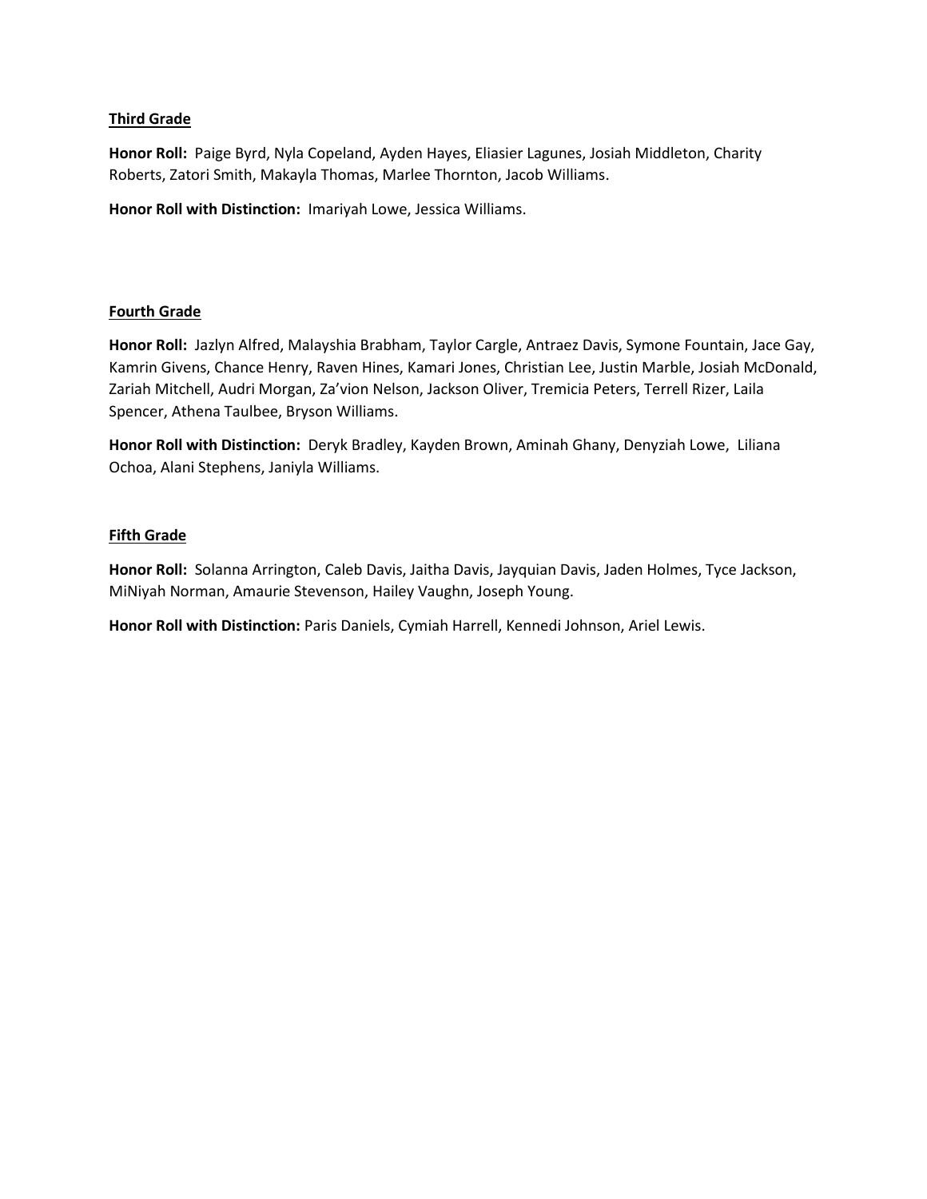**Third Grade**

**Honor Roll:** Paige Byrd, Nyla Copeland, Ayden Hayes, Eliasier Lagunes, Josiah Middleton, Charity Roberts, Zatori Smith, Makayla Thomas, Marlee Thornton, Jacob Williams.

**Honor Roll with Distinction:** Imariyah Lowe, Jessica Williams.

**Fourth Grade**

**Honor Roll:** Jazlyn Alfred, Malayshia Brabham, Taylor Cargle, Antraez Davis, Symone Fountain, Jace Gay, Kamrin Givens, Chance Henry, Raven Hines, Kamari Jones, Christian Lee, Justin Marble, Josiah McDonald, Zariah Mitchell, Audri Morgan, Za'vion Nelson, Jackson Oliver, Tremicia Peters, Terrell Rizer, Laila Spencer, Athena Taulbee, Bryson Williams.

**Honor Roll with Distinction:** Deryk Bradley, Kayden Brown, Aminah Ghany, Denyziah Lowe, Liliana Ochoa, Alani Stephens, Janiyla Williams.

**Fifth Grade**

**Honor Roll:** Solanna Arrington, Caleb Davis, Jaitha Davis, Jayquian Davis, Jaden Holmes, Tyce Jackson, MiNiyah Norman, Amaurie Stevenson, Hailey Vaughn, Joseph Young.

**Honor Roll with Distinction:** Paris Daniels, Cymiah Harrell, Kennedi Johnson, Ariel Lewis.